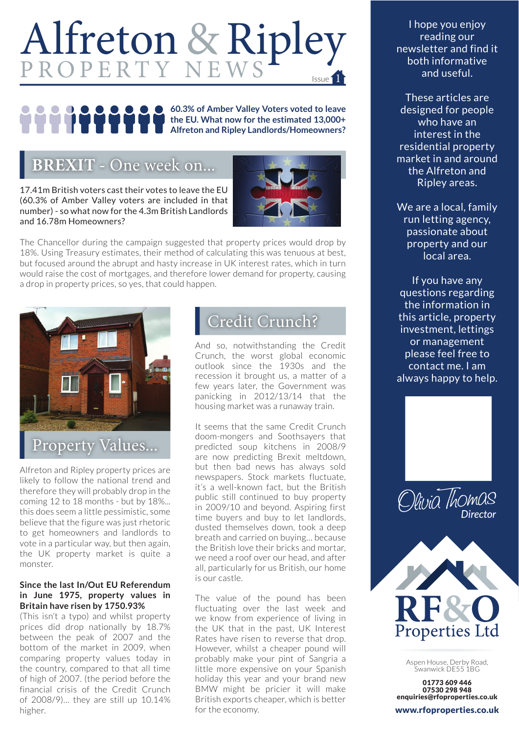# Alfreton & Ripley

PROPERTY NEWS

Issue 1

**60.3% of Amber Valley Voters voted to leave the EU. What now for the estimated 13,000+ Alfreton and Ripley Landlords/Homeowners?**

## BREXIT - One week on...

17.41m British voters cast their votes to leave the EU (60.3% of Amber Valley voters are included in that number) - so what now for the 4.3m British Landlords and 16.78m Homeowners?

The Chancellor during the campaign suggested that property prices would drop by 18%. Using Treasury estimates, their method of calculating this was tenuous at best, but focused around the abrupt and hasty increase in UK interest rates, which in turn would raise the cost of mortgages, and therefore lower demand for property, causing a drop in property prices, so yes, that could happen.

## Property Values...

Alfreton and Ripley property prices are likely to follow the national trend and therefore they will probably drop in the coming 12 to 18 months - but by 18%... this does seem a little pessimistic, some believe that the figure was just rhetoric to get homeowners and landlords to vote in a particular way, but then again, the UK property market is quite a monster.

**Since the last In/Out EU Referendum in June 1975, property values in Britain have risen by 1750.93%**

(This isn't a typo) and whilst property prices did drop nationally by 18.7% between the peak of 2007 and the bottom of the market in 2009, when comparing property values today in the country, compared to that all time of high of 2007. (the period before the financial crisis of the Credit Crunch of 2008/9)... they are still up 10.14% higher.

## Credit Crunch?

And so, notwithstanding the Credit Crunch, the worst global economic outlook since the 1930s and the recession it brought us, a matter of a few years later, the Government was panicking in 2012/13/14 that the housing market was a runaway train.

It seems that the same Credit Crunch doom-mongers and Soothsayers that predicted soup kitchens in 2008/9 are now predicting Brexit meltdown, but then bad news has always sold newspapers. Stock markets fluctuate, it's a well-known fact, but the British public still continued to buy property in 2009/10 and beyond. Aspiring first time buyers and buy to let landlords, dusted themselves down, took a deep breath and carried on buying... because the British love their bricks and mortar, we need a roof over our head, and after all, particularly for us British, our home is our castle.

The value of the pound has been fluctuating over the last week and we know from experience of living in the UK that in the past, UK Interest Rates have risen to reverse that drop. However, whilst a cheaper pound will probably make your pint of Sangria a little more expensive on your Spanish holiday this year and your brand new BMW might be pricier it will make British exports cheaper, which is better for the economy.

---

I hope you enjoy reading our newsletter and find it both informative and useful.

These articles are designed for people who have an interest in the residential property market in and around the Alfreton and Ripley areas.

We are a local, family run letting agency, passionate about property and our local area.

If you have any questions regarding the information in this article, property investment, lettings or management please feel free to contact me. I am always happy to help.

*Olivia Thomas*
*Director*

**RF&O Properties Ltd**

Aspen House, Derby Road, Swanwick DE55 1BG

**01773 609 446**
**07530 298 948**
**enquiries@rfoproperties.co.uk**

**www.rfoproperties.co.uk**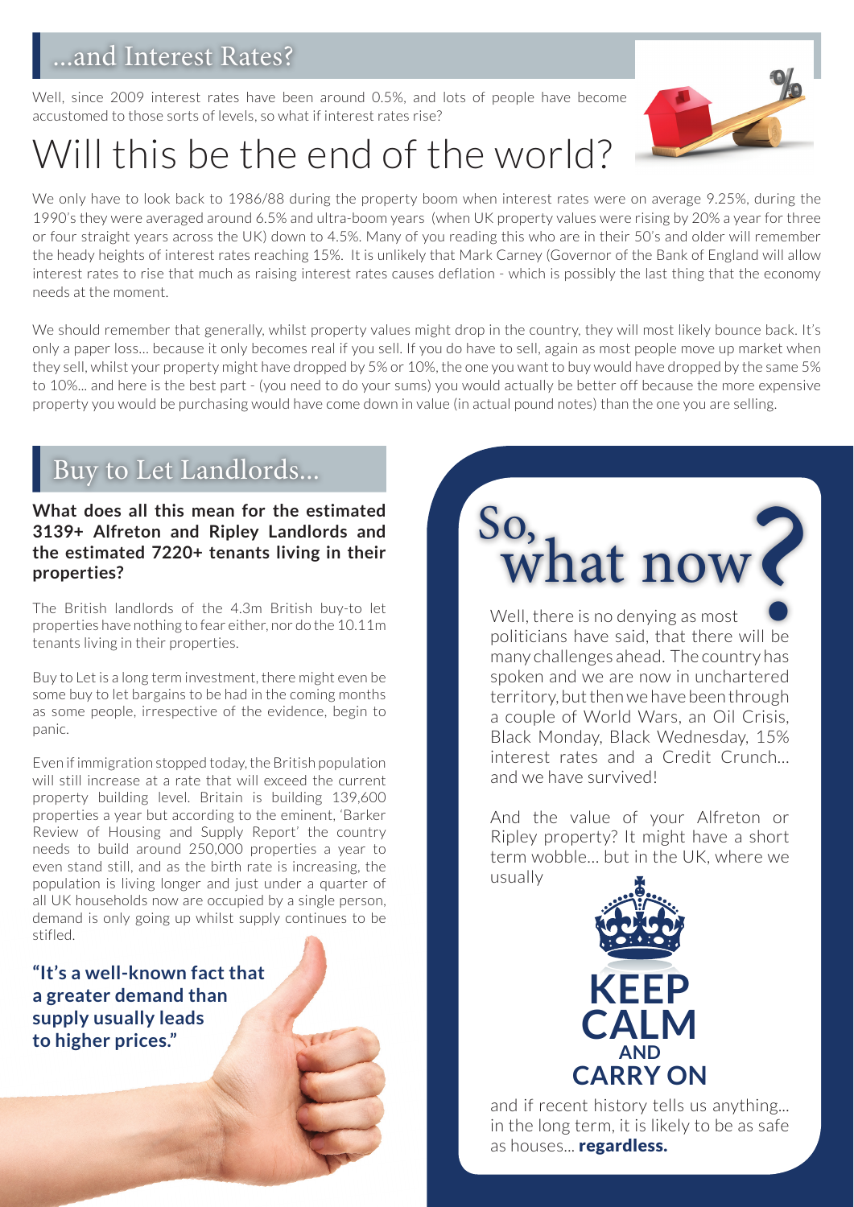## ...and Interest Rates?

Well, since 2009 interest rates have been around 0.5%, and lots of people have become accustomed to those sorts of levels, so what if interest rates rise?

# Will this be the end of the world?

We only have to look back to 1986/88 during the property boom when interest rates were on average 9.25%, during the 1990's they were averaged around 6.5% and ultra-boom years (when UK property values were rising by 20% a year for three or four straight years across the UK) down to 4.5%. Many of you reading this who are in their 50's and older will remember the heady heights of interest rates reaching 15%. It is unlikely that Mark Carney (Governor of the Bank of England will allow interest rates to rise that much as raising interest rates causes deflation - which is possibly the last thing that the economy needs at the moment.

We should remember that generally, whilst property values might drop in the country, they will most likely bounce back. It's only a paper loss... because it only becomes real if you sell. If you do have to sell, again as most people move up market when they sell, whilst your property might have dropped by 5% or 10%, the one you want to buy would have dropped by the same 5% to 10%... and here is the best part - (you need to do your sums) you would actually be better off because the more expensive property you would be purchasing would have come down in value (in actual pound notes) than the one you are selling.

## Buy to Let Landlords...

**What does all this mean for the estimated 3139+ Alfreton and Ripley Landlords and the estimated 7220+ tenants living in their properties?**

The British landlords of the 4.3m British buy-to let properties have nothing to fear either, nor do the 10.11m tenants living in their properties.

Buy to Let is a long term investment, there might even be some buy to let bargains to be had in the coming months as some people, irrespective of the evidence, begin to panic.

Even if immigration stopped today, the British population will still increase at a rate that will exceed the current property building level. Britain is building 139,600 properties a year but according to the eminent, 'Barker Review of Housing and Supply Report' the country needs to build around 250,000 properties a year to even stand still, and as the birth rate is increasing, the population is living longer and just under a quarter of all UK households now are occupied by a single person, demand is only going up whilst supply continues to be stifled.

**"It's a well-known fact that a greater demand than supply usually leads to higher prices."**

## So, what now?

Well, there is no denying as most politicians have said, that there will be many challenges ahead. The country has spoken and we are now in unchartered territory, but then we have been through a couple of World Wars, an Oil Crisis, Black Monday, Black Wednesday, 15% interest rates and a Credit Crunch... and we have survived!

And the value of your Alfreton or Ripley property? It might have a short term wobble... but in the UK, where we usually

**KEEP CALM AND CARRY ON**

and if recent history tells us anything... in the long term, it is likely to be as safe as houses... **regardless.**